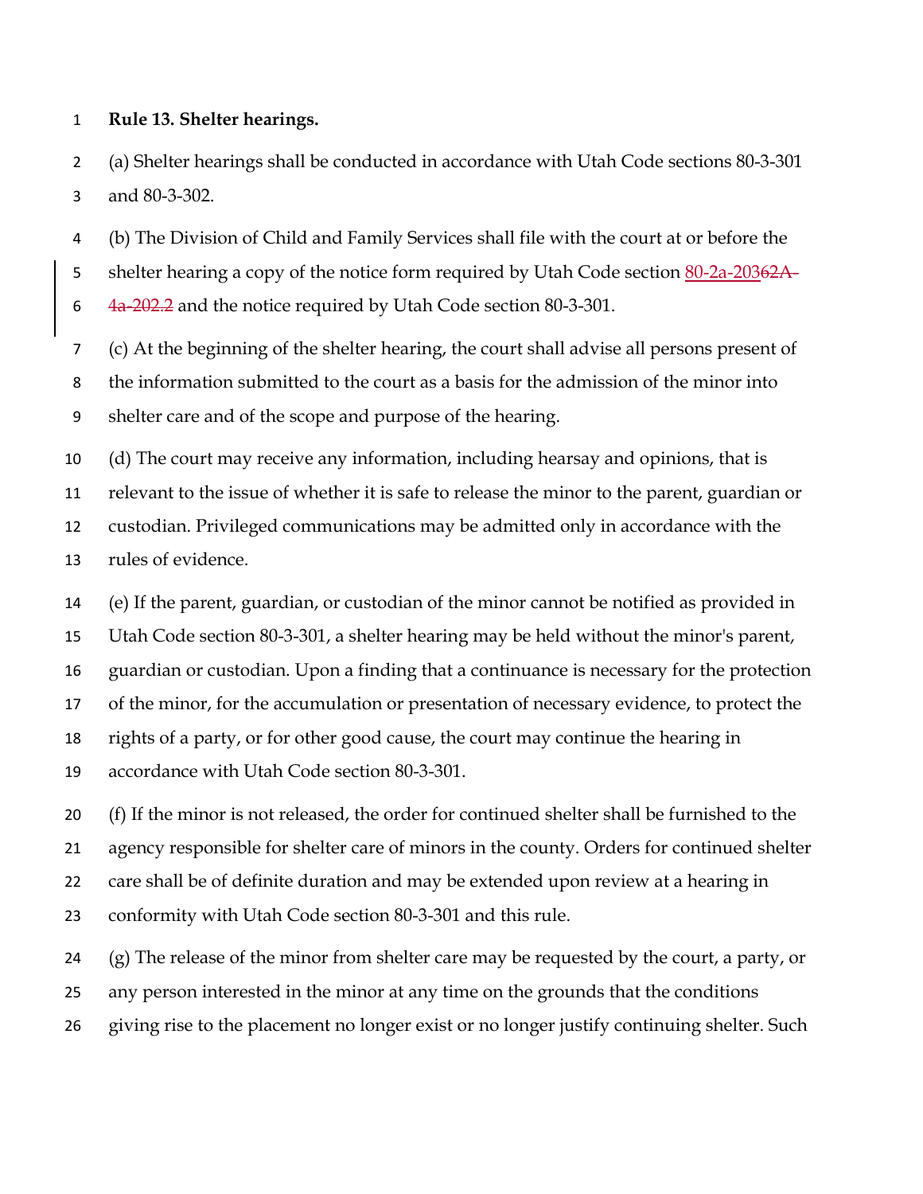**Rule 13. Shelter hearings.**

(a) Shelter hearings shall be conducted in accordance with Utah Code sections 80-3-301 and 80-3-302.

(b) The Division of Child and Family Services shall file with the court at or before the shelter hearing a copy of the notice form required by Utah Code section 80-2a-20362A-4a-202.2 and the notice required by Utah Code section 80-3-301.

(c) At the beginning of the shelter hearing, the court shall advise all persons present of the information submitted to the court as a basis for the admission of the minor into shelter care and of the scope and purpose of the hearing.

(d) The court may receive any information, including hearsay and opinions, that is relevant to the issue of whether it is safe to release the minor to the parent, guardian or custodian. Privileged communications may be admitted only in accordance with the rules of evidence.

(e) If the parent, guardian, or custodian of the minor cannot be notified as provided in Utah Code section 80-3-301, a shelter hearing may be held without the minor's parent, guardian or custodian. Upon a finding that a continuance is necessary for the protection of the minor, for the accumulation or presentation of necessary evidence, to protect the rights of a party, or for other good cause, the court may continue the hearing in accordance with Utah Code section 80-3-301.

(f) If the minor is not released, the order for continued shelter shall be furnished to the agency responsible for shelter care of minors in the county. Orders for continued shelter care shall be of definite duration and may be extended upon review at a hearing in conformity with Utah Code section 80-3-301 and this rule.

(g) The release of the minor from shelter care may be requested by the court, a party, or any person interested in the minor at any time on the grounds that the conditions giving rise to the placement no longer exist or no longer justify continuing shelter. Such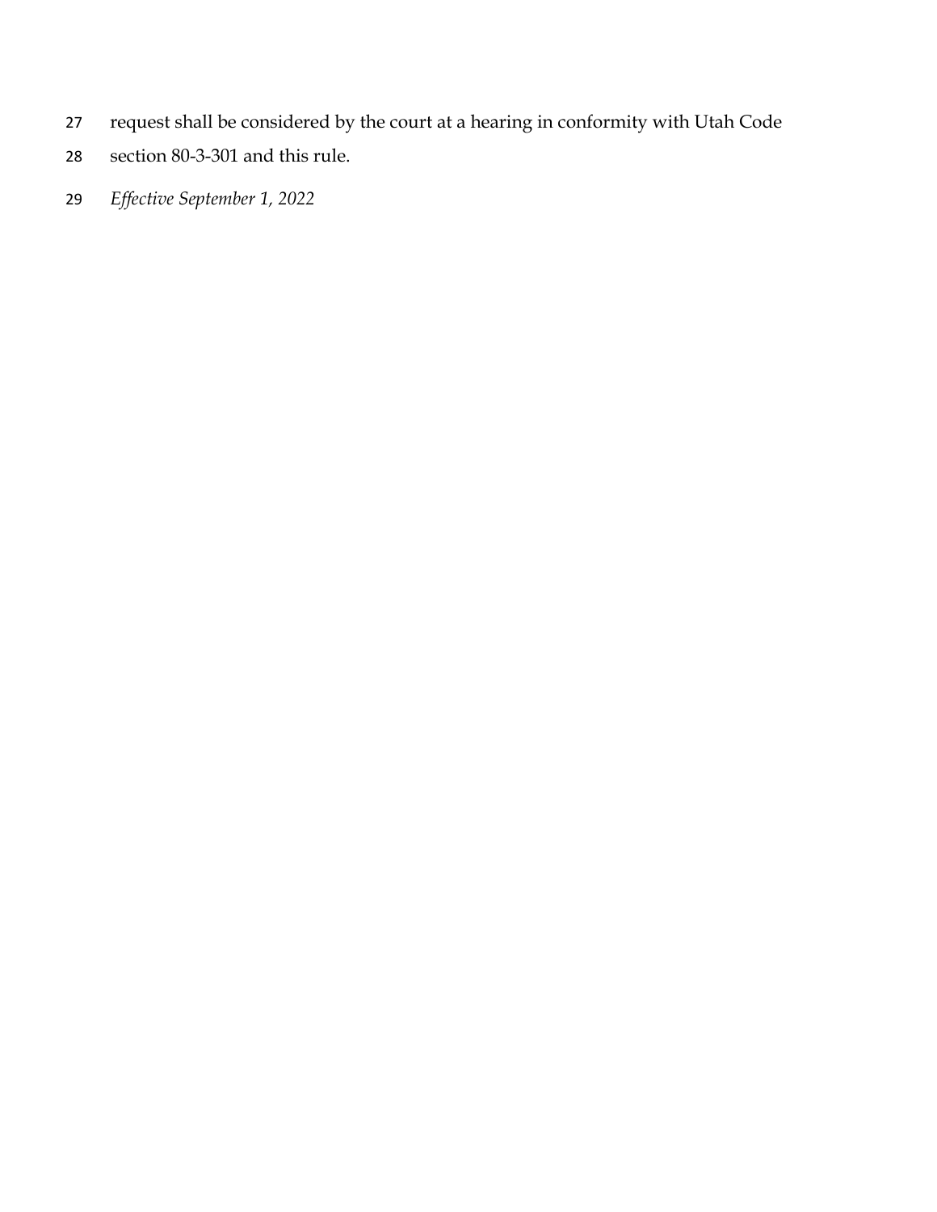request shall be considered by the court at a hearing in conformity with Utah Code section 80-3-301 and this rule.

*Effective September 1, 2022*